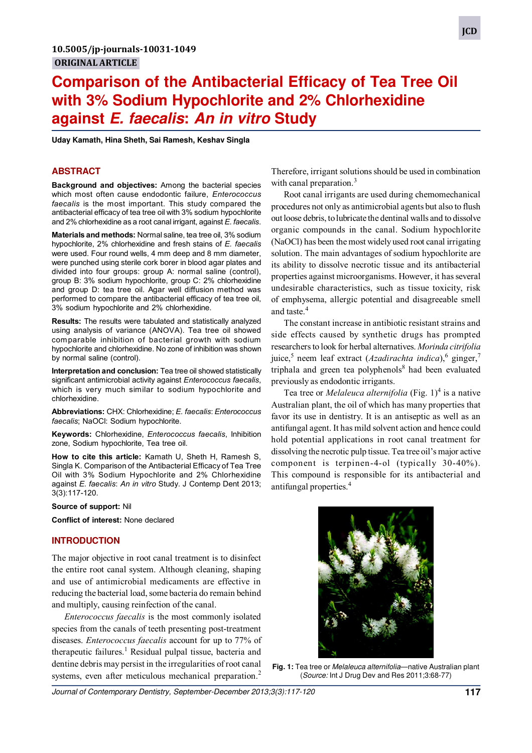10.5005/jp-journals-10031-1049

ORIGINAL ARTICLE

# Comparison of the Antibacterial Efficacy of Tea Tree Oil with 3% Sodium Hypochlorite and 2% Chlorhexidine against *E. faecalis*: *An in vitro* Study

**Uday Kamath, Hina Sheth, Sai Ramesh, Keshav Singla**

## ABSTRACT

**Background and objectives:** Among the bacterial species which most often cause endodontic failure, *Enterococcus faecalis* is the most important. This study compared the antibacterial efficacy of tea tree oil with 3% sodium hypochlorite and 2% chlorhexidine as a root canal irrigant, against *E. faecalis*.

**Materials and methods:** Normal saline, tea tree oil, 3% sodium hypochlorite, 2% chlorhexidine and fresh stains of *E. faecalis* were used. Four round wells, 4 mm deep and 8 mm diameter, were punched using sterile cork borer in blood agar plates and divided into four groups: group A: normal saline (control), group B: 3% sodium hypochlorite, group C: 2% chlorhexidine and group D: tea tree oil. Agar well diffusion method was performed to compare the antibacterial efficacy of tea tree oil, 3% sodium hypochlorite and 2% chlorhexidine.

**Results:** The results were tabulated and statistically analyzed using analysis of variance (ANOVA). Tea tree oil showed comparable inhibition of bacterial growth with sodium hypochlorite and chlorhexidine. No zone of inhibition was shown by normal saline (control).

**Interpretation and conclusion:** Tea tree oil showed statistically significant antimicrobial activity against *Enterococcus faecalis*, which is very much similar to sodium hypochlorite and chlorhexidine.

**Abbreviations:** CHX: Chlorhexidine; *E. faecalis*: *Enterococcus faecalis*; NaOCl: Sodium hypochlorite.

**Keywords:** Chlorhexidine, *Enterococcus faecalis*, Inhibition zone, Sodium hypochlorite, Tea tree oil.

**How to cite this article:** Kamath U, Sheth H, Ramesh S, Singla K. Comparison of the Antibacterial Efficacy of Tea Tree Oil with 3% Sodium Hypochlorite and 2% Chlorhexidine against *E. faecalis*: An in vitro Study. J Contemp Dent 2013; 3(3):117-120.

**Source of support:** Nil

**Conflict of interest:** None declared

## INTRODUCTION

The major objective in root canal treatment is to disinfect the entire root canal system. Although cleaning, shaping and use of antimicrobial medicaments are effective in reducing the bacterial load, some bacteria do remain behind and multiply, causing reinfection of the canal.

*Enterococcus faecalis* is the most commonly isolated species from the canals of teeth presenting post-treatment diseases. *Enterococcus faecalis* account for up to 77% of therapeutic failures.[1] Residual pulpal tissue, bacteria and dentine debris may persist in the irregularities of root canal systems, even after meticulous mechanical preparation.[2] Therefore, irrigant solutions should be used in combination with canal preparation.[3]

Root canal irrigants are used during chemomechanical procedures not only as antimicrobial agents but also to flush out loose debris, to lubricate the dentinal walls and to dissolve organic compounds in the canal. Sodium hypochlorite (NaOCl) has been the most widely used root canal irrigating solution. The main advantages of sodium hypochlorite are its ability to dissolve necrotic tissue and its antibacterial properties against microorganisms. However, it has several undesirable characteristics, such as tissue toxicity, risk of emphysema, allergic potential and disagreeable smell and taste.[4]

The constant increase in antibiotic resistant strains and side effects caused by synthetic drugs has prompted researchers to look for herbal alternatives. *Morinda citrifolia* juice,[5] neem leaf extract (*Azadirachta indica*),[6] ginger,[7] triphala and green tea polyphenols[8] had been evaluated previously as endodontic irrigants.

Tea tree or *Melaleuca alternifolia* (Fig. 1)[4] is a native Australian plant, the oil of which has many properties that favor its use in dentistry. It is an antiseptic as well as an antifungal agent. It has mild solvent action and hence could hold potential applications in root canal treatment for dissolving the necrotic pulp tissue. Tea tree oil's major active component is terpinen-4-ol (typically 30-40%). This compound is responsible for its antibacterial and antifungal properties.[4]

**Fig. 1:** Tea tree or *Melaleuca alternifolia*—native Australian plant (*Source:* Int J Drug Dev and Res 2011;3:68-77)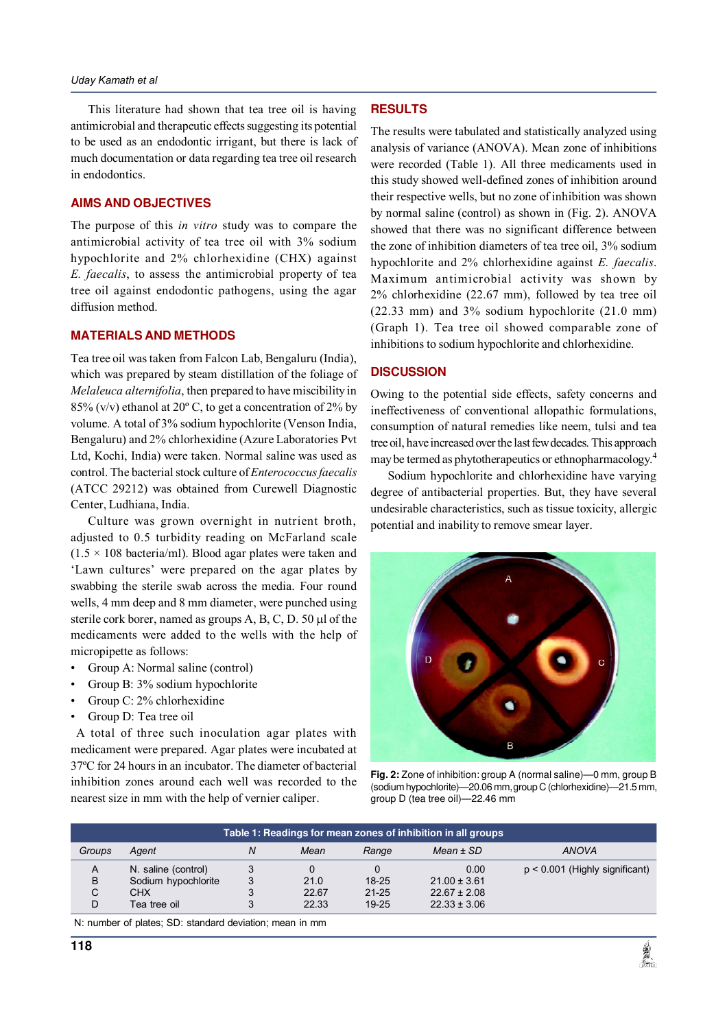This literature had shown that tea tree oil is having antimicrobial and therapeutic effects suggesting its potential to be used as an endodontic irrigant, but there is lack of much documentation or data regarding tea tree oil research in endodontics.

## AIMS AND OBJECTIVES

The purpose of this *in vitro* study was to compare the antimicrobial activity of tea tree oil with 3% sodium hypochlorite and 2% chlorhexidine (CHX) against *E. faecalis*, to assess the antimicrobial property of tea tree oil against endodontic pathogens, using the agar diffusion method.

## MATERIALS AND METHODS

Tea tree oil was taken from Falcon Lab, Bengaluru (India), which was prepared by steam distillation of the foliage of *Melaleuca alternifolia*, then prepared to have miscibility in 85% (v/v) ethanol at 20° C, to get a concentration of 2% by volume. A total of 3% sodium hypochlorite (Venson India, Bengaluru) and 2% chlorhexidine (Azure Laboratories Pvt Ltd, Kochi, India) were taken. Normal saline was used as control. The bacterial stock culture of *Enterococcus faecalis* (ATCC 29212) was obtained from Curewell Diagnostic Center, Ludhiana, India.

Culture was grown overnight in nutrient broth, adjusted to 0.5 turbidity reading on McFarland scale ($1.5 \times 108$ bacteria/ml). Blood agar plates were taken and 'Lawn cultures' were prepared on the agar plates by swabbing the sterile swab across the media. Four round wells, 4 mm deep and 8 mm diameter, were punched using sterile cork borer, named as groups A, B, C, D. 50 µl of the medicaments were added to the wells with the help of micropipette as follows:

- Group A: Normal saline (control)
- Group B: 3% sodium hypochlorite
- Group C: 2% chlorhexidine
- Group D: Tea tree oil

A total of three such inoculation agar plates with medicament were prepared. Agar plates were incubated at 37ºC for 24 hours in an incubator. The diameter of bacterial inhibition zones around each well was recorded to the nearest size in mm with the help of vernier caliper.

## RESULTS

The results were tabulated and statistically analyzed using analysis of variance (ANOVA). Mean zone of inhibitions were recorded (Table 1). All three medicaments used in this study showed well-defined zones of inhibition around their respective wells, but no zone of inhibition was shown by normal saline (control) as shown in (Fig. 2). ANOVA showed that there was no significant difference between the zone of inhibition diameters of tea tree oil, 3% sodium hypochlorite and 2% chlorhexidine against *E. faecalis*. Maximum antimicrobial activity was shown by 2% chlorhexidine (22.67 mm), followed by tea tree oil (22.33 mm) and 3% sodium hypochlorite (21.0 mm) (Graph 1). Tea tree oil showed comparable zone of inhibitions to sodium hypochlorite and chlorhexidine.

## DISCUSSION

Owing to the potential side effects, safety concerns and ineffectiveness of conventional allopathic formulations, consumption of natural remedies like neem, tulsi and tea tree oil, have increased over the last few decades. This approach may be termed as phytotherapeutics or ethnopharmacology.[4]

Sodium hypochlorite and chlorhexidine have varying degree of antibacterial properties. But, they have several undesirable characteristics, such as tissue toxicity, allergic potential and inability to remove smear layer.

**Fig. 2:** Zone of inhibition: group A (normal saline)—0 mm, group B (sodium hypochlorite)—20.06 mm, group C (chlorhexidine)—21.5 mm, group D (tea tree oil)—22.46 mm

**Table 1: Readings for mean zones of inhibition in all groups**

| Groups | Agent | N | Mean | Range | Mean ± SD | ANOVA |
|---|---|---|---|---|---|---|
| A | N. saline (control) | 3 | 0 | 0 | 0.00 | p < 0.001 (Highly significant) |
| B | Sodium hypochlorite | 3 | 21.0 | 18-25 | 21.00 ± 3.61 | |
| C | CHX | 3 | 22.67 | 21-25 | 22.67 ± 2.08 | |
| D | Tea tree oil | 3 | 22.33 | 19-25 | 22.33 ± 3.06 | |

N: number of plates; SD: standard deviation; mean in mm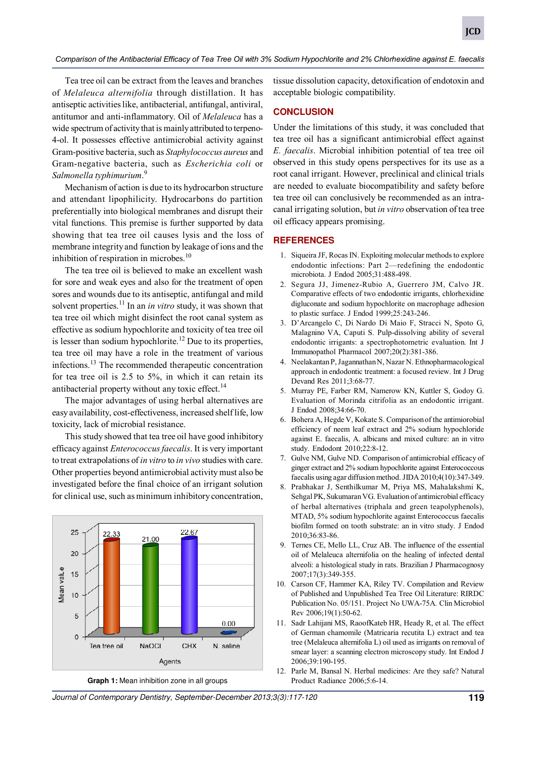Tea tree oil can be extract from the leaves and branches of *Melaleuca alternifolia* through distillation. It has antiseptic activities like, antibacterial, antifungal, antiviral, antitumor and anti-inflammatory. Oil of *Melaleuca* has a wide spectrum of activity that is mainly attributed to terpeno-4-ol. It possesses effective antimicrobial activity against Gram-positive bacteria, such as *Staphylococcus aureus* and Gram-negative bacteria, such as *Escherichia coli* or *Salmonella typhimurium*.[9]

Mechanism of action is due to its hydrocarbon structure and attendant lipophilicity. Hydrocarbons do partition preferentially into biological membranes and disrupt their vital functions. This premise is further supported by data showing that tea tree oil causes lysis and the loss of membrane integrity and function by leakage of ions and the inhibition of respiration in microbes.[10]

The tea tree oil is believed to make an excellent wash for sore and weak eyes and also for the treatment of open sores and wounds due to its antiseptic, antifungal and mild solvent properties.[11] In an *in vitro* study, it was shown that tea tree oil which might disinfect the root canal system as effective as sodium hypochlorite and toxicity of tea tree oil is lesser than sodium hypochlorite.[12] Due to its properties, tea tree oil may have a role in the treatment of various infections.[13] The recommended therapeutic concentration for tea tree oil is 2.5 to 5%, in which it can retain its antibacterial property without any toxic effect.[14]

The major advantages of using herbal alternatives are easy availability, cost-effectiveness, increased shelf life, low toxicity, lack of microbial resistance.

This study showed that tea tree oil have good inhibitory efficacy against *Enterococcus faecalis*. It is very important to treat extrapolations of *in vitro* to *in vivo* studies with care. Other properties beyond antimicrobial activity must also be investigated before the final choice of an irrigant solution for clinical use, such as minimum inhibitory concentration, tissue dissolution capacity, detoxification of endotoxin and acceptable biologic compatibility.

| Agents | Mean value |
|---|---|
| Tea tree oil | 22.33 |
| NaOCl | 21.00 |
| CHX | 22.67 |
| N. saline | 0.00 |

**Graph 1:** Mean inhibition zone in all groups

## CONCLUSION

Under the limitations of this study, it was concluded that tea tree oil has a significant antimicrobial effect against *E. faecalis*. Microbial inhibition potential of tea tree oil observed in this study opens perspectives for its use as a root canal irrigant. However, preclinical and clinical trials are needed to evaluate biocompatibility and safety before tea tree oil can conclusively be recommended as an intracanal irrigating solution, but *in vitro* observation of tea tree oil efficacy appears promising.

## REFERENCES

1. Siqueira JF, Rocas IN. Exploiting molecular methods to explore endodontic infections: Part 2—redefining the endodontic microbiota. J Endod 2005;31:488-498.
2. Segura JJ, Jimenez-Rubio A, Guerrero JM, Calvo JR. Comparative effects of two endodontic irrigants, chlorhexidine digluconate and sodium hypochlorite on macrophage adhesion to plastic surface. J Endod 1999;25:243-246.
3. D'Arcangelo C, Di Nardo Di Maio F, Stracci N, Spoto G, Malagnino VA, Caputi S. Pulp-dissolving ability of several endodontic irrigants: a spectrophotometric evaluation. Int J Immunopathol Pharmacol 2007;20(2):381-386.
4. Neelakantan P, Jagannathan N, Nazar N. Ethnopharmacological approach in endodontic treatment: a focused review. Int J Drug Devand Res 2011;3:68-77.
5. Murray PE, Farber RM, Namerow KN, Kuttler S, Godoy G. Evaluation of Morinda citrifolia as an endodontic irrigant. J Endod 2008;34:66-70.
6. Bohera A, Hegde V, Kokate S. Comparison of the antimiorobial efficiency of neem leaf extract and 2% sodium hypochloride against E. faecalis, A. albicans and mixed culture: an in vitro study. Endodont 2010;22:8-12.
7. Gulve NM, Gulve ND. Comparison of antimicrobial efficacy of ginger extract and 2% sodium hypochlorite against Enterococcus faecalis using agar diffusion method. JIDA 2010;4(10):347-349.
8. Prabhakar J, Senthilkumar M, Priya MS, Mahalakshmi K, Sehgal PK, Sukumaran VG. Evaluation of antimicrobial efficacy of herbal alternatives (triphala and green teapolyphenols), MTAD, 5% sodium hypochlorite against Enterococcus faecalis biofilm formed on tooth substrate: an in vitro study. J Endod 2010;36:83-86.
9. Ternes CE, Mello LL, Cruz AB. The influence of the essential oil of Melaleuca alternifolia on the healing of infected dental alveoli: a histological study in rats. Brazilian J Pharmacognosy 2007;17(3):349-355.
10. Carson CF, Hammer KA, Riley TV. Compilation and Review of Published and Unpublished Tea Tree Oil Literature: RIRDC Publication No. 05/151. Project No UWA-75A. Clin Microbiol Rev 2006;19(1):50-62.
11. Sadr Lahijani MS, RaoofKateb HR, Heady R, et al. The effect of German chamomile (Matricaria recutita L) extract and tea tree (Melaleuca alternifolia L) oil used as irrigants on removal of smear layer: a scanning electron microscopy study. Int Endod J 2006;39:190-195.
12. Parle M, Bansal N. Herbal medicines: Are they safe? Natural Product Radiance 2006;5:6-14.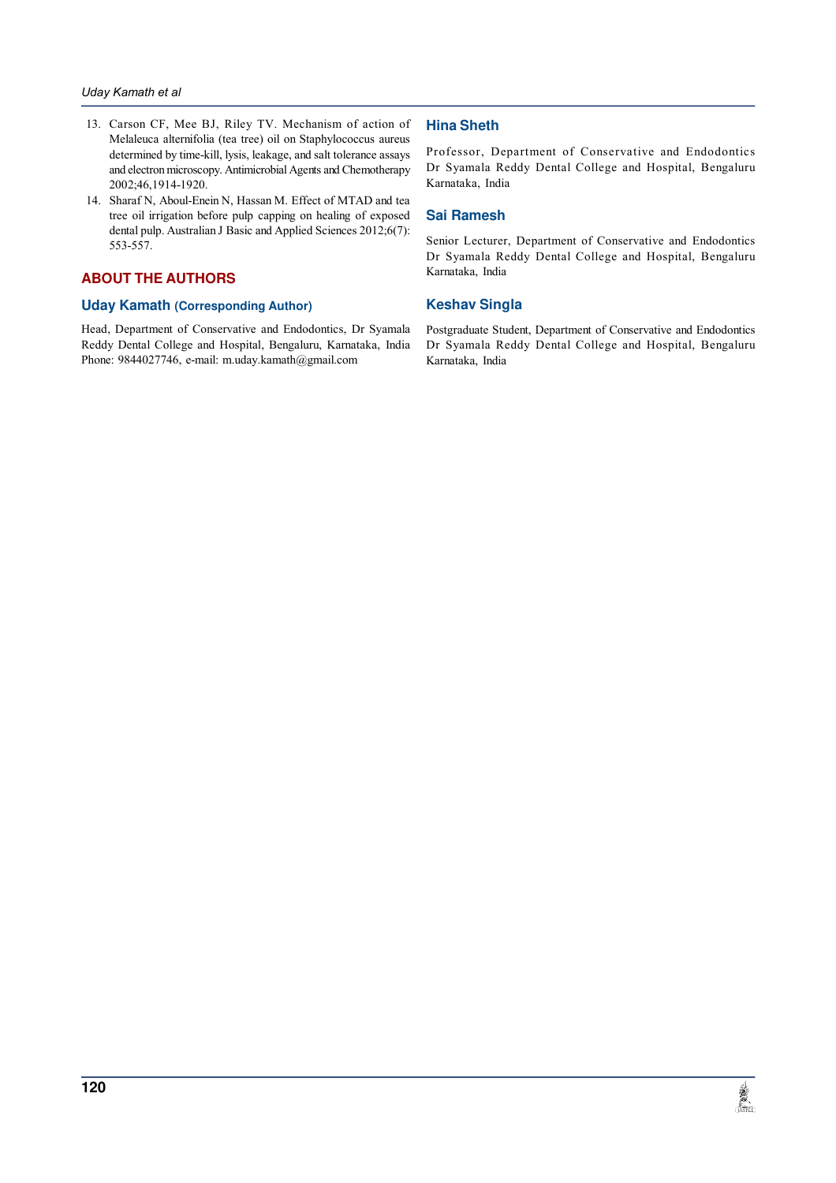13. Carson CF, Mee BJ, Riley TV. Mechanism of action of Melaleuca alternifolia (tea tree) oil on Staphylococcus aureus determined by time-kill, lysis, leakage, and salt tolerance assays and electron microscopy. Antimicrobial Agents and Chemotherapy 2002;46,1914-1920.
14. Sharaf N, Aboul-Enein N, Hassan M. Effect of MTAD and tea tree oil irrigation before pulp capping on healing of exposed dental pulp. Australian J Basic and Applied Sciences 2012;6(7): 553-557.

## ABOUT THE AUTHORS

### Uday Kamath (Corresponding Author)

Head, Department of Conservative and Endodontics, Dr Syamala Reddy Dental College and Hospital, Bengaluru, Karnataka, India Phone: 9844027746, e-mail: m.uday.kamath@gmail.com

### Hina Sheth

Professor, Department of Conservative and Endodontics Dr Syamala Reddy Dental College and Hospital, Bengaluru Karnataka, India

### Sai Ramesh

Senior Lecturer, Department of Conservative and Endodontics Dr Syamala Reddy Dental College and Hospital, Bengaluru Karnataka, India

### Keshav Singla

Postgraduate Student, Department of Conservative and Endodontics Dr Syamala Reddy Dental College and Hospital, Bengaluru Karnataka, India